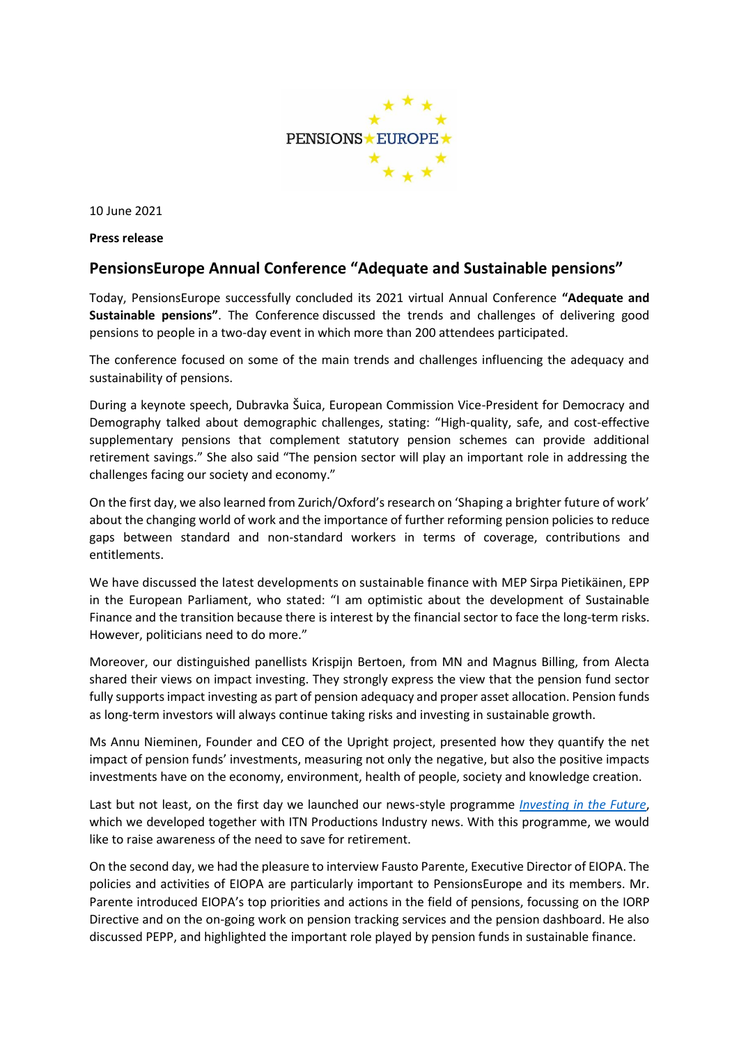PENSIONS EUROPE

10 June 2021

**Press release**

## PensionsEurope Annual Conference "Adequate and Sustainable pensions"

Today, PensionsEurope successfully concluded its 2021 virtual Annual Conference **"Adequate and Sustainable pensions"**. The Conference discussed the trends and challenges of delivering good pensions to people in a two-day event in which more than 200 attendees participated.

The conference focused on some of the main trends and challenges influencing the adequacy and sustainability of pensions.

During a keynote speech, Dubravka Šuica, European Commission Vice-President for Democracy and Demography talked about demographic challenges, stating: "High-quality, safe, and cost-effective supplementary pensions that complement statutory pension schemes can provide additional retirement savings." She also said "The pension sector will play an important role in addressing the challenges facing our society and economy."

On the first day, we also learned from Zurich/Oxford's research on 'Shaping a brighter future of work' about the changing world of work and the importance of further reforming pension policies to reduce gaps between standard and non-standard workers in terms of coverage, contributions and entitlements.

We have discussed the latest developments on sustainable finance with MEP Sirpa Pietikäinen, EPP in the European Parliament, who stated: "I am optimistic about the development of Sustainable Finance and the transition because there is interest by the financial sector to face the long-term risks. However, politicians need to do more."

Moreover, our distinguished panellists Krispijn Bertoen, from MN and Magnus Billing, from Alecta shared their views on impact investing. They strongly express the view that the pension fund sector fully supports impact investing as part of pension adequacy and proper asset allocation. Pension funds as long-term investors will always continue taking risks and investing in sustainable growth.

Ms Annu Nieminen, Founder and CEO of the Upright project, presented how they quantify the net impact of pension funds' investments, measuring not only the negative, but also the positive impacts investments have on the economy, environment, health of people, society and knowledge creation.

Last but not least, on the first day we launched our news-style programme *Investing in the Future*, which we developed together with ITN Productions Industry news. With this programme, we would like to raise awareness of the need to save for retirement.

On the second day, we had the pleasure to interview Fausto Parente, Executive Director of EIOPA. The policies and activities of EIOPA are particularly important to PensionsEurope and its members. Mr. Parente introduced EIOPA's top priorities and actions in the field of pensions, focussing on the IORP Directive and on the on-going work on pension tracking services and the pension dashboard. He also discussed PEPP, and highlighted the important role played by pension funds in sustainable finance.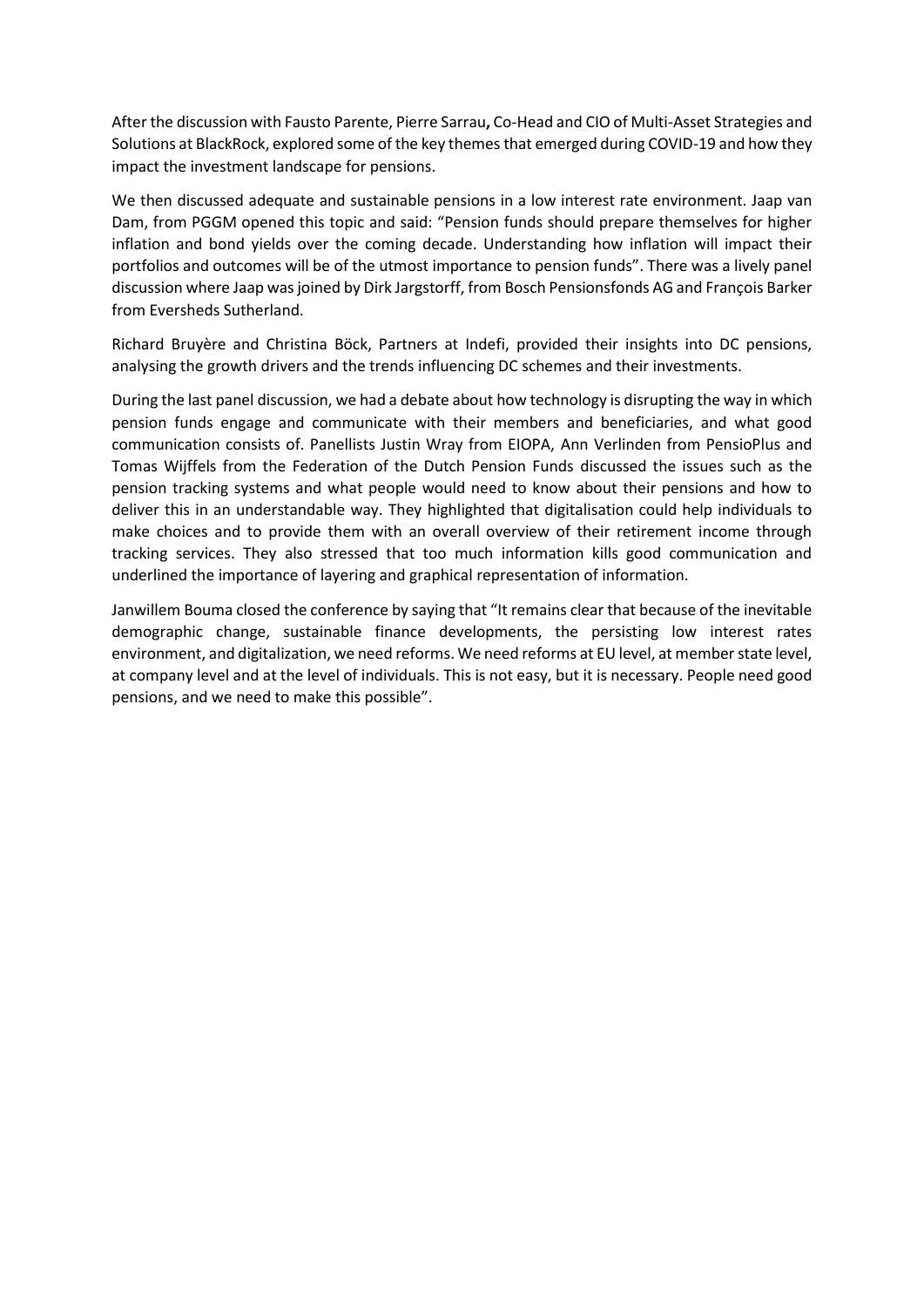After the discussion with Fausto Parente, Pierre Sarrau**,** Co-Head and CIO of Multi-Asset Strategies and Solutions at BlackRock, explored some of the key themes that emerged during COVID-19 and how they impact the investment landscape for pensions.

We then discussed adequate and sustainable pensions in a low interest rate environment. Jaap van Dam, from PGGM opened this topic and said: "Pension funds should prepare themselves for higher inflation and bond yields over the coming decade. Understanding how inflation will impact their portfolios and outcomes will be of the utmost importance to pension funds". There was a lively panel discussion where Jaap was joined by Dirk Jargstorff, from Bosch Pensionsfonds AG and François Barker from Eversheds Sutherland.

Richard Bruyère and Christina Böck, Partners at Indefi, provided their insights into DC pensions, analysing the growth drivers and the trends influencing DC schemes and their investments.

During the last panel discussion, we had a debate about how technology is disrupting the way in which pension funds engage and communicate with their members and beneficiaries, and what good communication consists of. Panellists Justin Wray from EIOPA, Ann Verlinden from PensioPlus and Tomas Wijffels from the Federation of the Dutch Pension Funds discussed the issues such as the pension tracking systems and what people would need to know about their pensions and how to deliver this in an understandable way. They highlighted that digitalisation could help individuals to make choices and to provide them with an overall overview of their retirement income through tracking services. They also stressed that too much information kills good communication and underlined the importance of layering and graphical representation of information.

Janwillem Bouma closed the conference by saying that "It remains clear that because of the inevitable demographic change, sustainable finance developments, the persisting low interest rates environment, and digitalization, we need reforms. We need reforms at EU level, at member state level, at company level and at the level of individuals. This is not easy, but it is necessary. People need good pensions, and we need to make this possible".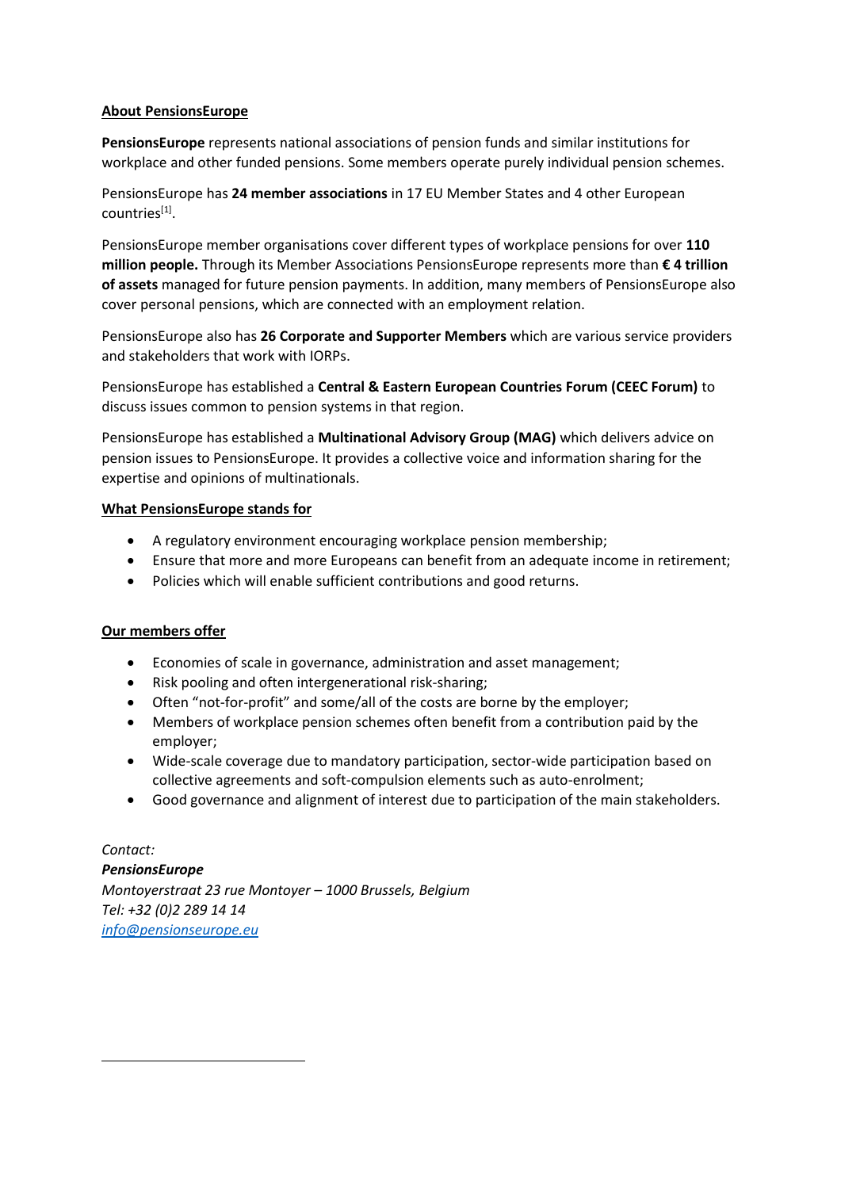**About PensionsEurope**

**PensionsEurope** represents national associations of pension funds and similar institutions for workplace and other funded pensions. Some members operate purely individual pension schemes.

PensionsEurope has **24 member associations** in 17 EU Member States and 4 other European countries[1].

PensionsEurope member organisations cover different types of workplace pensions for over **110 million people.** Through its Member Associations PensionsEurope represents more than **€ 4 trillion of assets** managed for future pension payments. In addition, many members of PensionsEurope also cover personal pensions, which are connected with an employment relation.

PensionsEurope also has **26 Corporate and Supporter Members** which are various service providers and stakeholders that work with IORPs.

PensionsEurope has established a **Central & Eastern European Countries Forum (CEEC Forum)** to discuss issues common to pension systems in that region.

PensionsEurope has established a **Multinational Advisory Group (MAG)** which delivers advice on pension issues to PensionsEurope. It provides a collective voice and information sharing for the expertise and opinions of multinationals.

**What PensionsEurope stands for**

- A regulatory environment encouraging workplace pension membership;
- Ensure that more and more Europeans can benefit from an adequate income in retirement;
- Policies which will enable sufficient contributions and good returns.

**Our members offer**

- Economies of scale in governance, administration and asset management;
- Risk pooling and often intergenerational risk-sharing;
- Often "not-for-profit" and some/all of the costs are borne by the employer;
- Members of workplace pension schemes often benefit from a contribution paid by the employer;
- Wide-scale coverage due to mandatory participation, sector-wide participation based on collective agreements and soft-compulsion elements such as auto-enrolment;
- Good governance and alignment of interest due to participation of the main stakeholders.

*Contact:*
***PensionsEurope***
*Montoyerstraat 23 rue Montoyer – 1000 Brussels, Belgium*
*Tel: +32 (0)2 289 14 14*
*info@pensionseurope.eu*